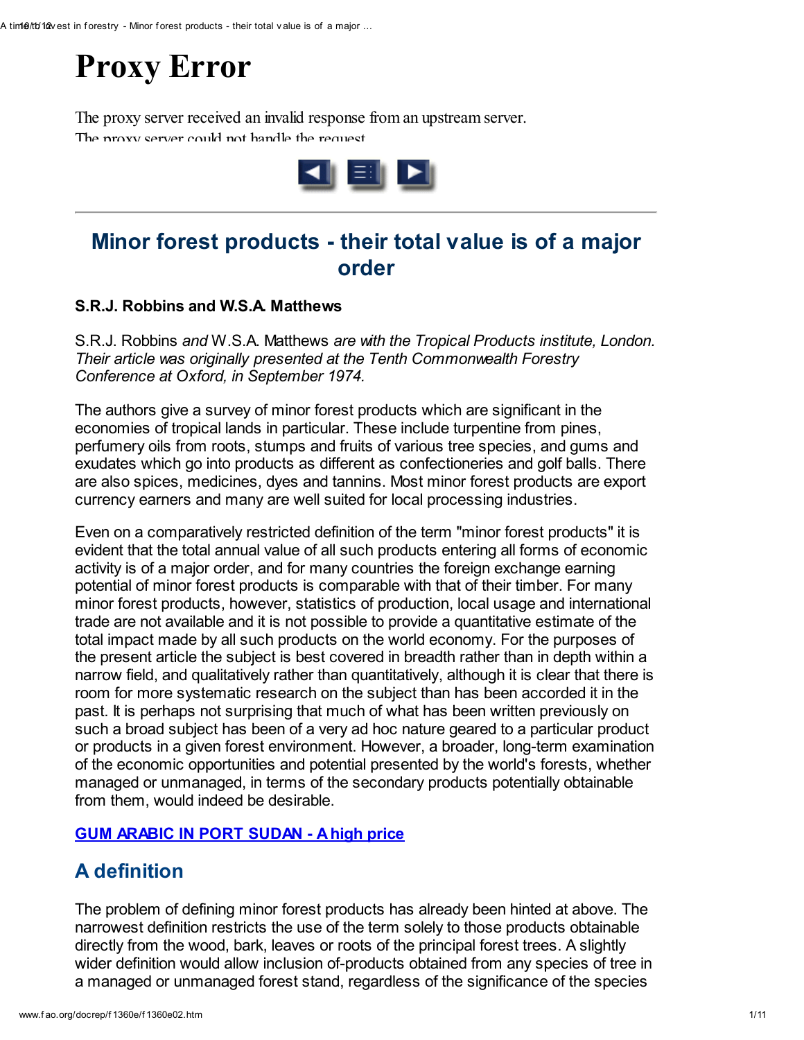# Proxy Error

The proxy server received an invalid response from an upstream server.
The proxy server could not handle the request

---

## Minor forest products - their total value is of a major order

**S.R.J. Robbins and W.S.A. Matthews**

S.R.J. Robbins *and* W.S.A. Matthews *are with the Tropical Products institute, London. Their article was originally presented at the Tenth Commonwealth Forestry Conference at Oxford, in September 1974.*

The authors give a survey of minor forest products which are significant in the economies of tropical lands in particular. These include turpentine from pines, perfumery oils from roots, stumps and fruits of various tree species, and gums and exudates which go into products as different as confectioneries and golf balls. There are also spices, medicines, dyes and tannins. Most minor forest products are export currency earners and many are well suited for local processing industries.

Even on a comparatively restricted definition of the term "minor forest products" it is evident that the total annual value of all such products entering all forms of economic activity is of a major order, and for many countries the foreign exchange earning potential of minor forest products is comparable with that of their timber. For many minor forest products, however, statistics of production, local usage and international trade are not available and it is not possible to provide a quantitative estimate of the total impact made by all such products on the world economy. For the purposes of the present article the subject is best covered in breadth rather than in depth within a narrow field, and qualitatively rather than quantitatively, although it is clear that there is room for more systematic research on the subject than has been accorded it in the past. It is perhaps not surprising that much of what has been written previously on such a broad subject has been of a very ad hoc nature geared to a particular product or products in a given forest environment. However, a broader, long-term examination of the economic opportunities and potential presented by the world's forests, whether managed or unmanaged, in terms of the secondary products potentially obtainable from them, would indeed be desirable.

GUM ARABIC IN PORT SUDAN - A high price

## A definition

The problem of defining minor forest products has already been hinted at above. The narrowest definition restricts the use of the term solely to those products obtainable directly from the wood, bark, leaves or roots of the principal forest trees. A slightly wider definition would allow inclusion of-products obtained from any species of tree in a managed or unmanaged forest stand, regardless of the significance of the species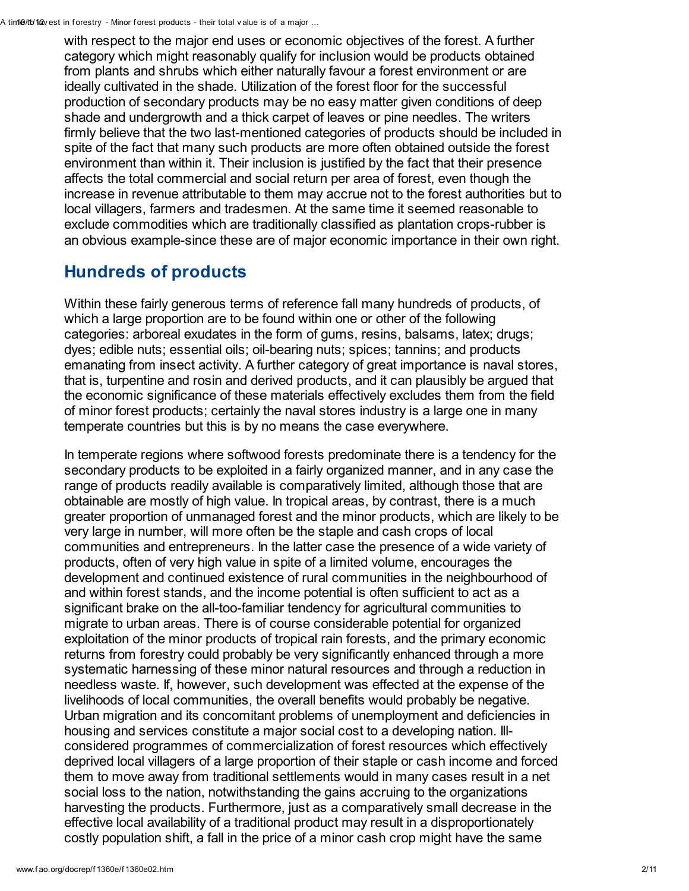with respect to the major end uses or economic objectives of the forest. A further category which might reasonably qualify for inclusion would be products obtained from plants and shrubs which either naturally favour a forest environment or are ideally cultivated in the shade. Utilization of the forest floor for the successful production of secondary products may be no easy matter given conditions of deep shade and undergrowth and a thick carpet of leaves or pine needles. The writers firmly believe that the two last-mentioned categories of products should be included in spite of the fact that many such products are more often obtained outside the forest environment than within it. Their inclusion is justified by the fact that their presence affects the total commercial and social return per area of forest, even though the increase in revenue attributable to them may accrue not to the forest authorities but to local villagers, farmers and tradesmen. At the same time it seemed reasonable to exclude commodities which are traditionally classified as plantation crops-rubber is an obvious example-since these are of major economic importance in their own right.

## Hundreds of products

Within these fairly generous terms of reference fall many hundreds of products, of which a large proportion are to be found within one or other of the following categories: arboreal exudates in the form of gums, resins, balsams, latex; drugs; dyes; edible nuts; essential oils; oil-bearing nuts; spices; tannins; and products emanating from insect activity. A further category of great importance is naval stores, that is, turpentine and rosin and derived products, and it can plausibly be argued that the economic significance of these materials effectively excludes them from the field of minor forest products; certainly the naval stores industry is a large one in many temperate countries but this is by no means the case everywhere.

In temperate regions where softwood forests predominate there is a tendency for the secondary products to be exploited in a fairly organized manner, and in any case the range of products readily available is comparatively limited, although those that are obtainable are mostly of high value. In tropical areas, by contrast, there is a much greater proportion of unmanaged forest and the minor products, which are likely to be very large in number, will more often be the staple and cash crops of local communities and entrepreneurs. In the latter case the presence of a wide variety of products, often of very high value in spite of a limited volume, encourages the development and continued existence of rural communities in the neighbourhood of and within forest stands, and the income potential is often sufficient to act as a significant brake on the all-too-familiar tendency for agricultural communities to migrate to urban areas. There is of course considerable potential for organized exploitation of the minor products of tropical rain forests, and the primary economic returns from forestry could probably be very significantly enhanced through a more systematic harnessing of these minor natural resources and through a reduction in needless waste. If, however, such development was effected at the expense of the livelihoods of local communities, the overall benefits would probably be negative. Urban migration and its concomitant problems of unemployment and deficiencies in housing and services constitute a major social cost to a developing nation. Ill-considered programmes of commercialization of forest resources which effectively deprived local villagers of a large proportion of their staple or cash income and forced them to move away from traditional settlements would in many cases result in a net social loss to the nation, notwithstanding the gains accruing to the organizations harvesting the products. Furthermore, just as a comparatively small decrease in the effective local availability of a traditional product may result in a disproportionately costly population shift, a fall in the price of a minor cash crop might have the same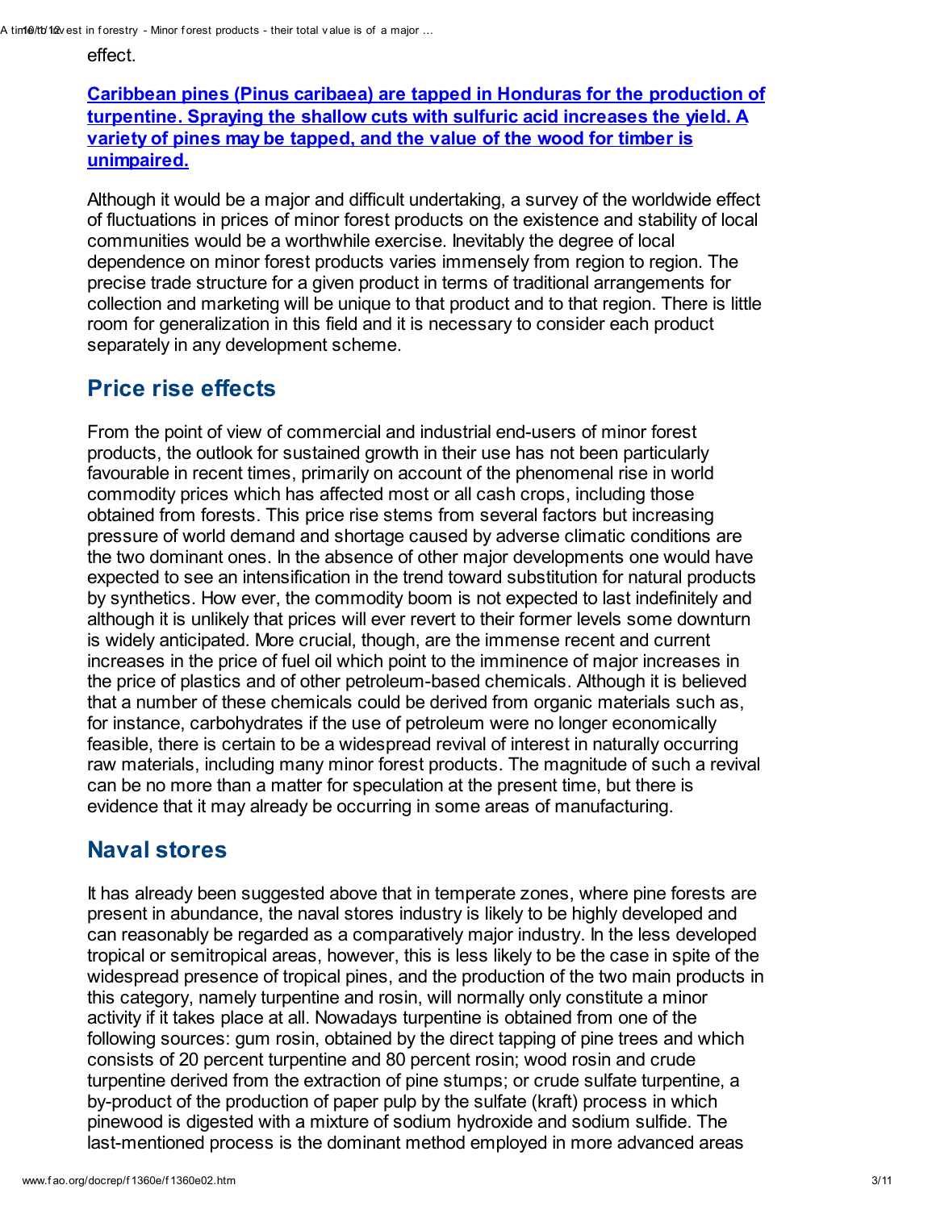effect.

**Caribbean pines (Pinus caribaea) are tapped in Honduras for the production of turpentine. Spraying the shallow cuts with sulfuric acid increases the yield. A variety of pines may be tapped, and the value of the wood for timber is unimpaired.**

Although it would be a major and difficult undertaking, a survey of the worldwide effect of fluctuations in prices of minor forest products on the existence and stability of local communities would be a worthwhile exercise. Inevitably the degree of local dependence on minor forest products varies immensely from region to region. The precise trade structure for a given product in terms of traditional arrangements for collection and marketing will be unique to that product and to that region. There is little room for generalization in this field and it is necessary to consider each product separately in any development scheme.

## Price rise effects

From the point of view of commercial and industrial end-users of minor forest products, the outlook for sustained growth in their use has not been particularly favourable in recent times, primarily on account of the phenomenal rise in world commodity prices which has affected most or all cash crops, including those obtained from forests. This price rise stems from several factors but increasing pressure of world demand and shortage caused by adverse climatic conditions are the two dominant ones. In the absence of other major developments one would have expected to see an intensification in the trend toward substitution for natural products by synthetics. However, the commodity boom is not expected to last indefinitely and although it is unlikely that prices will ever revert to their former levels some downturn is widely anticipated. More crucial, though, are the immense recent and current increases in the price of fuel oil which point to the imminence of major increases in the price of plastics and of other petroleum-based chemicals. Although it is believed that a number of these chemicals could be derived from organic materials such as, for instance, carbohydrates if the use of petroleum were no longer economically feasible, there is certain to be a widespread revival of interest in naturally occurring raw materials, including many minor forest products. The magnitude of such a revival can be no more than a matter for speculation at the present time, but there is evidence that it may already be occurring in some areas of manufacturing.

## Naval stores

It has already been suggested above that in temperate zones, where pine forests are present in abundance, the naval stores industry is likely to be highly developed and can reasonably be regarded as a comparatively major industry. In the less developed tropical or semitropical areas, however, this is less likely to be the case in spite of the widespread presence of tropical pines, and the production of the two main products in this category, namely turpentine and rosin, will normally only constitute a minor activity if it takes place at all. Nowadays turpentine is obtained from one of the following sources: gum rosin, obtained by the direct tapping of pine trees and which consists of 20 percent turpentine and 80 percent rosin; wood rosin and crude turpentine derived from the extraction of pine stumps; or crude sulfate turpentine, a by-product of the production of paper pulp by the sulfate (kraft) process in which pinewood is digested with a mixture of sodium hydroxide and sodium sulfide. The last-mentioned process is the dominant method employed in more advanced areas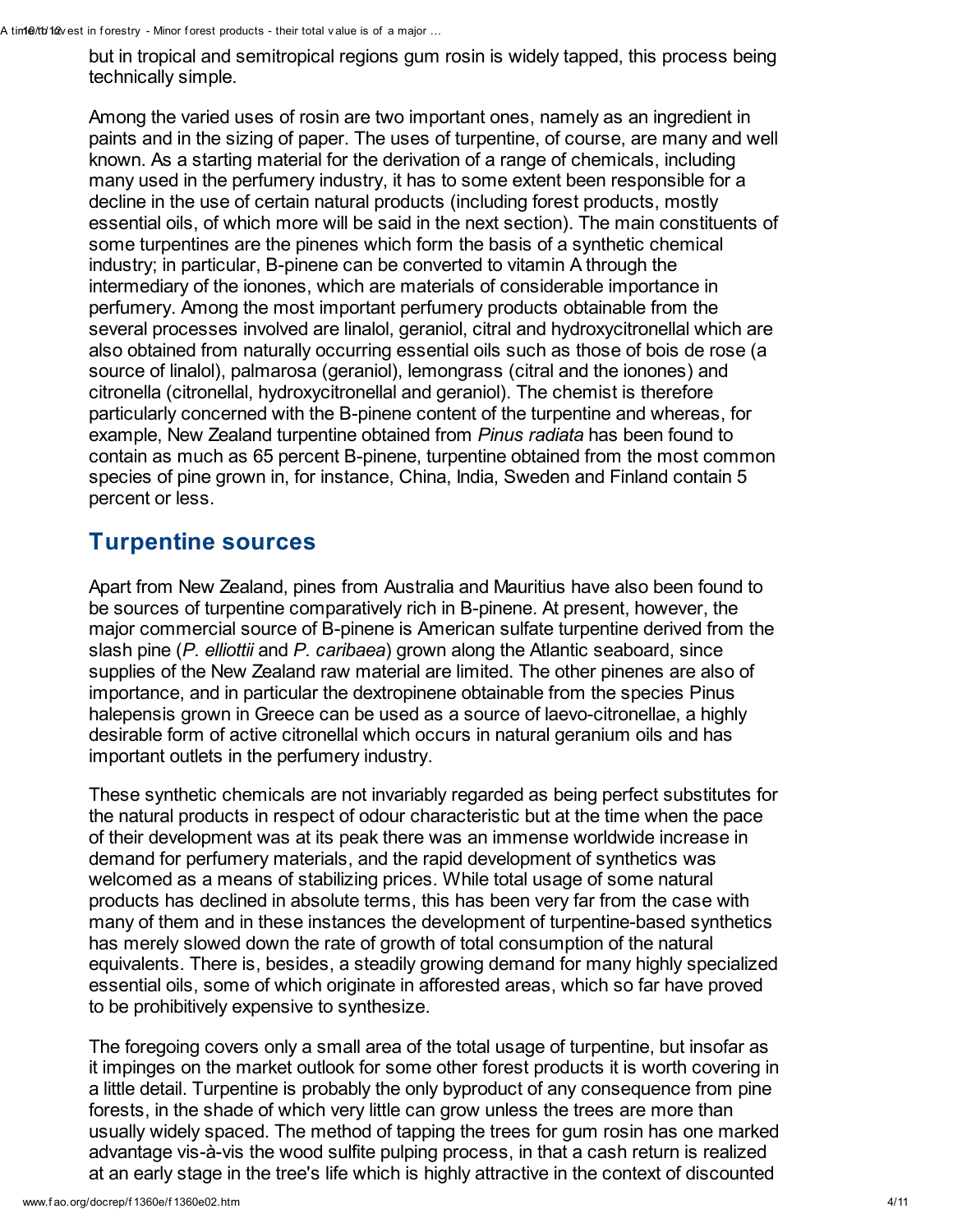but in tropical and semitropical regions gum rosin is widely tapped, this process being technically simple.

Among the varied uses of rosin are two important ones, namely as an ingredient in paints and in the sizing of paper. The uses of turpentine, of course, are many and well known. As a starting material for the derivation of a range of chemicals, including many used in the perfumery industry, it has to some extent been responsible for a decline in the use of certain natural products (including forest products, mostly essential oils, of which more will be said in the next section). The main constituents of some turpentines are the pinenes which form the basis of a synthetic chemical industry; in particular, B-pinene can be converted to vitamin A through the intermediary of the ionones, which are materials of considerable importance in perfumery. Among the most important perfumery products obtainable from the several processes involved are linalol, geraniol, citral and hydroxycitronellal which are also obtained from naturally occurring essential oils such as those of bois de rose (a source of linalol), palmarosa (geraniol), lemongrass (citral and the ionones) and citronella (citronellal, hydroxycitronellal and geraniol). The chemist is therefore particularly concerned with the B-pinene content of the turpentine and whereas, for example, New Zealand turpentine obtained from *Pinus radiata* has been found to contain as much as 65 percent B-pinene, turpentine obtained from the most common species of pine grown in, for instance, China, India, Sweden and Finland contain 5 percent or less.

## Turpentine sources

Apart from New Zealand, pines from Australia and Mauritius have also been found to be sources of turpentine comparatively rich in B-pinene. At present, however, the major commercial source of B-pinene is American sulfate turpentine derived from the slash pine (*P. elliottii* and *P. caribaea*) grown along the Atlantic seaboard, since supplies of the New Zealand raw material are limited. The other pinenes are also of importance, and in particular the dextropinene obtainable from the species Pinus halepensis grown in Greece can be used as a source of laevo-citronellae, a highly desirable form of active citronellal which occurs in natural geranium oils and has important outlets in the perfumery industry.

These synthetic chemicals are not invariably regarded as being perfect substitutes for the natural products in respect of odour characteristic but at the time when the pace of their development was at its peak there was an immense worldwide increase in demand for perfumery materials, and the rapid development of synthetics was welcomed as a means of stabilizing prices. While total usage of some natural products has declined in absolute terms, this has been very far from the case with many of them and in these instances the development of turpentine-based synthetics has merely slowed down the rate of growth of total consumption of the natural equivalents. There is, besides, a steadily growing demand for many highly specialized essential oils, some of which originate in afforested areas, which so far have proved to be prohibitively expensive to synthesize.

The foregoing covers only a small area of the total usage of turpentine, but insofar as it impinges on the market outlook for some other forest products it is worth covering in a little detail. Turpentine is probably the only byproduct of any consequence from pine forests, in the shade of which very little can grow unless the trees are more than usually widely spaced. The method of tapping the trees for gum rosin has one marked advantage vis-à-vis the wood sulfite pulping process, in that a cash return is realized at an early stage in the tree's life which is highly attractive in the context of discounted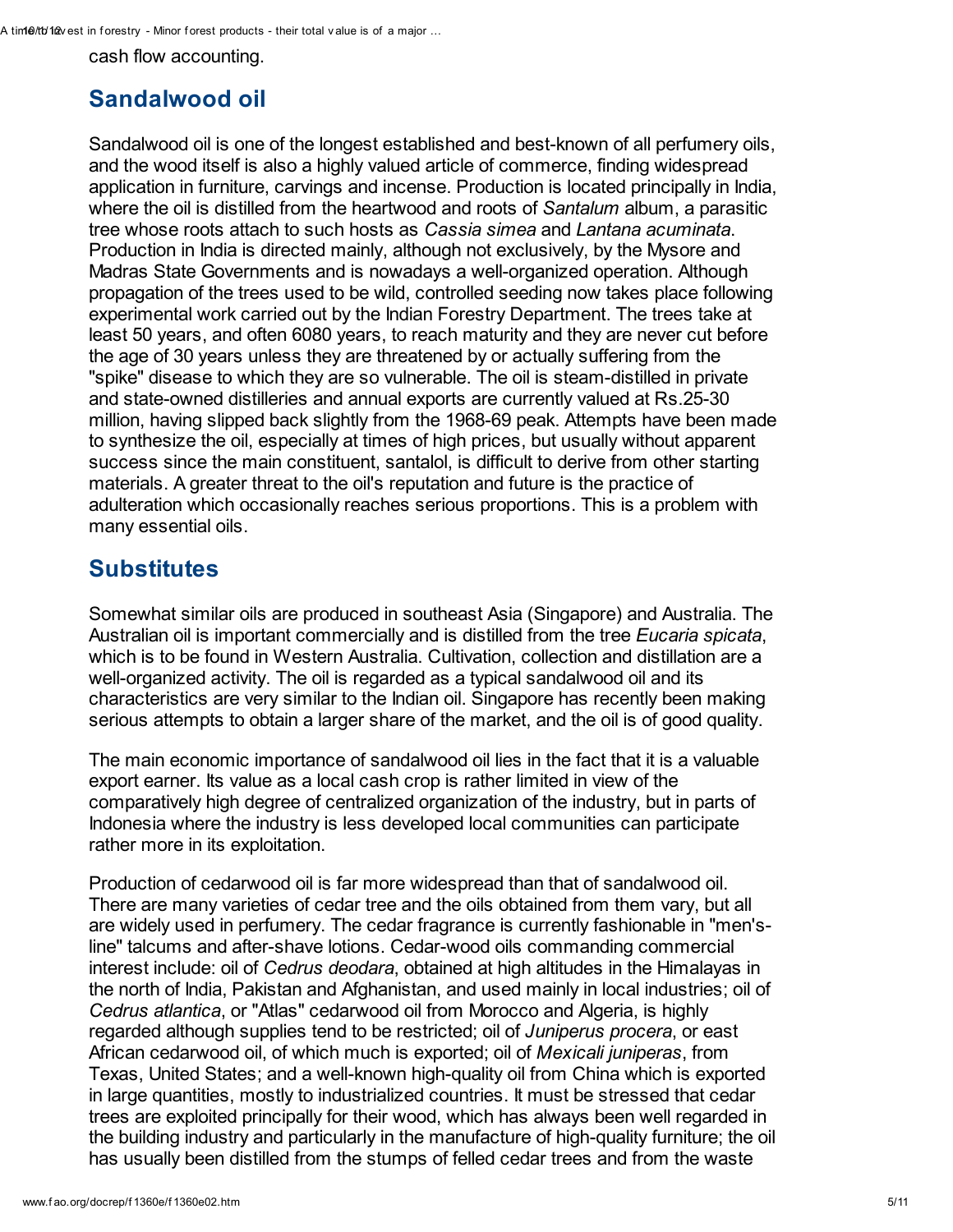cash flow accounting.

## Sandalwood oil

Sandalwood oil is one of the longest established and best-known of all perfumery oils, and the wood itself is also a highly valued article of commerce, finding widespread application in furniture, carvings and incense. Production is located principally in India, where the oil is distilled from the heartwood and roots of *Santalum* album, a parasitic tree whose roots attach to such hosts as *Cassia simea* and *Lantana acuminata*. Production in India is directed mainly, although not exclusively, by the Mysore and Madras State Governments and is nowadays a well-organized operation. Although propagation of the trees used to be wild, controlled seeding now takes place following experimental work carried out by the Indian Forestry Department. The trees take at least 50 years, and often 6080 years, to reach maturity and they are never cut before the age of 30 years unless they are threatened by or actually suffering from the "spike" disease to which they are so vulnerable. The oil is steam-distilled in private and state-owned distilleries and annual exports are currently valued at Rs.25-30 million, having slipped back slightly from the 1968-69 peak. Attempts have been made to synthesize the oil, especially at times of high prices, but usually without apparent success since the main constituent, santalol, is difficult to derive from other starting materials. A greater threat to the oil's reputation and future is the practice of adulteration which occasionally reaches serious proportions. This is a problem with many essential oils.

## Substitutes

Somewhat similar oils are produced in southeast Asia (Singapore) and Australia. The Australian oil is important commercially and is distilled from the tree *Eucaria spicata*, which is to be found in Western Australia. Cultivation, collection and distillation are a well-organized activity. The oil is regarded as a typical sandalwood oil and its characteristics are very similar to the Indian oil. Singapore has recently been making serious attempts to obtain a larger share of the market, and the oil is of good quality.

The main economic importance of sandalwood oil lies in the fact that it is a valuable export earner. Its value as a local cash crop is rather limited in view of the comparatively high degree of centralized organization of the industry, but in parts of Indonesia where the industry is less developed local communities can participate rather more in its exploitation.

Production of cedarwood oil is far more widespread than that of sandalwood oil. There are many varieties of cedar tree and the oils obtained from them vary, but all are widely used in perfumery. The cedar fragrance is currently fashionable in "men's-line" talcums and after-shave lotions. Cedar-wood oils commanding commercial interest include: oil of *Cedrus deodara*, obtained at high altitudes in the Himalayas in the north of India, Pakistan and Afghanistan, and used mainly in local industries; oil of *Cedrus atlantica*, or "Atlas" cedarwood oil from Morocco and Algeria, is highly regarded although supplies tend to be restricted; oil of *Juniperus procera*, or east African cedarwood oil, of which much is exported; oil of *Mexicali juniperas*, from Texas, United States; and a well-known high-quality oil from China which is exported in large quantities, mostly to industrialized countries. It must be stressed that cedar trees are exploited principally for their wood, which has always been well regarded in the building industry and particularly in the manufacture of high-quality furniture; the oil has usually been distilled from the stumps of felled cedar trees and from the waste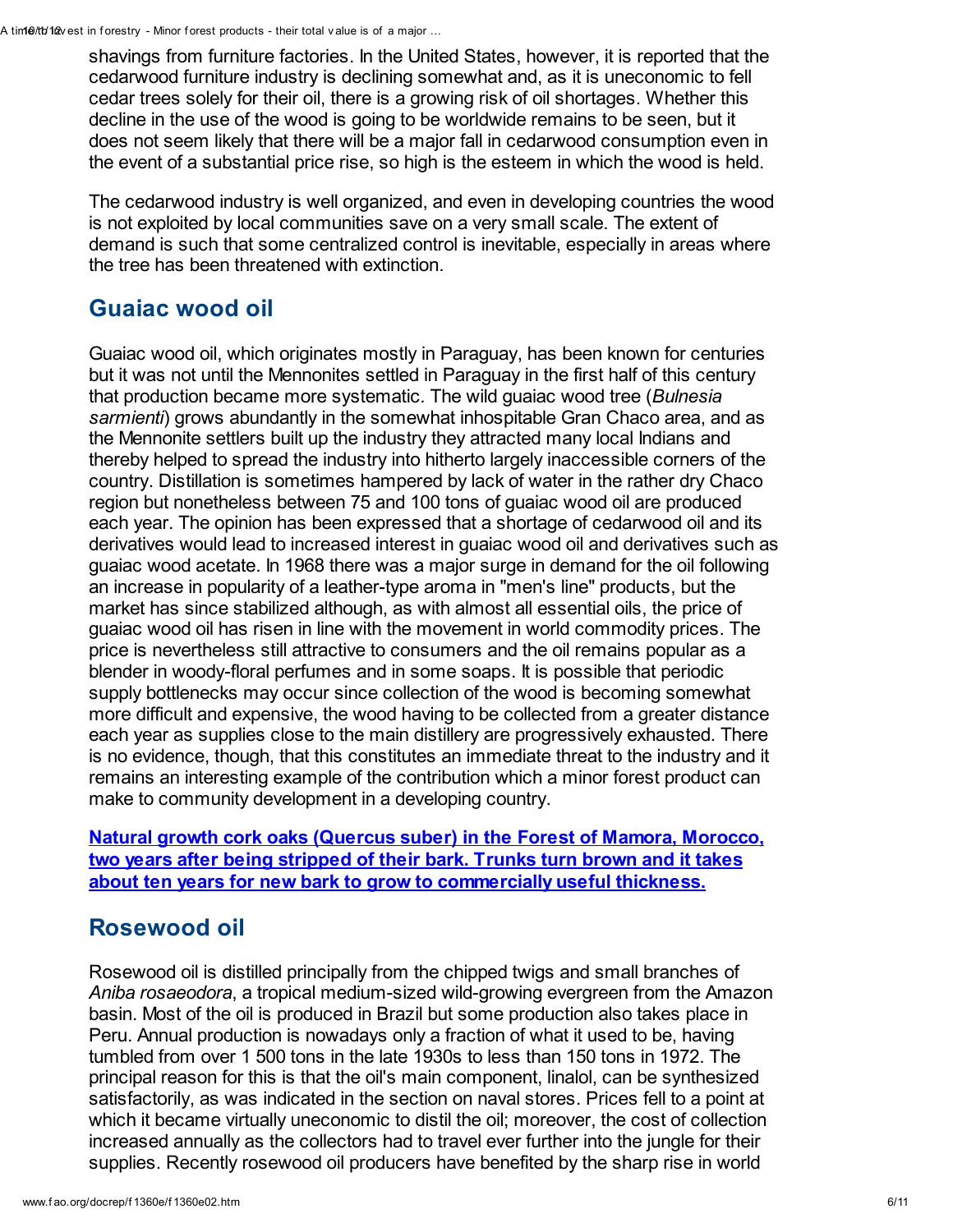shavings from furniture factories. In the United States, however, it is reported that the cedarwood furniture industry is declining somewhat and, as it is uneconomic to fell cedar trees solely for their oil, there is a growing risk of oil shortages. Whether this decline in the use of the wood is going to be worldwide remains to be seen, but it does not seem likely that there will be a major fall in cedarwood consumption even in the event of a substantial price rise, so high is the esteem in which the wood is held.

The cedarwood industry is well organized, and even in developing countries the wood is not exploited by local communities save on a very small scale. The extent of demand is such that some centralized control is inevitable, especially in areas where the tree has been threatened with extinction.

## Guaiac wood oil

Guaiac wood oil, which originates mostly in Paraguay, has been known for centuries but it was not until the Mennonites settled in Paraguay in the first half of this century that production became more systematic. The wild guaiac wood tree (*Bulnesia sarmienti*) grows abundantly in the somewhat inhospitable Gran Chaco area, and as the Mennonite settlers built up the industry they attracted many local Indians and thereby helped to spread the industry into hitherto largely inaccessible corners of the country. Distillation is sometimes hampered by lack of water in the rather dry Chaco region but nonetheless between 75 and 100 tons of guaiac wood oil are produced each year. The opinion has been expressed that a shortage of cedarwood oil and its derivatives would lead to increased interest in guaiac wood oil and derivatives such as guaiac wood acetate. In 1968 there was a major surge in demand for the oil following an increase in popularity of a leather-type aroma in "men's line" products, but the market has since stabilized although, as with almost all essential oils, the price of guaiac wood oil has risen in line with the movement in world commodity prices. The price is nevertheless still attractive to consumers and the oil remains popular as a blender in woody-floral perfumes and in some soaps. It is possible that periodic supply bottlenecks may occur since collection of the wood is becoming somewhat more difficult and expensive, the wood having to be collected from a greater distance each year as supplies close to the main distillery are progressively exhausted. There is no evidence, though, that this constitutes an immediate threat to the industry and it remains an interesting example of the contribution which a minor forest product can make to community development in a developing country.

**Natural growth cork oaks (Quercus suber) in the Forest of Mamora, Morocco, two years after being stripped of their bark. Trunks turn brown and it takes about ten years for new bark to grow to commercially useful thickness.**

## Rosewood oil

Rosewood oil is distilled principally from the chipped twigs and small branches of *Aniba rosaeodora*, a tropical medium-sized wild-growing evergreen from the Amazon basin. Most of the oil is produced in Brazil but some production also takes place in Peru. Annual production is nowadays only a fraction of what it used to be, having tumbled from over 1 500 tons in the late 1930s to less than 150 tons in 1972. The principal reason for this is that the oil's main component, linalol, can be synthesized satisfactorily, as was indicated in the section on naval stores. Prices fell to a point at which it became virtually uneconomic to distil the oil; moreover, the cost of collection increased annually as the collectors had to travel ever further into the jungle for their supplies. Recently rosewood oil producers have benefited by the sharp rise in world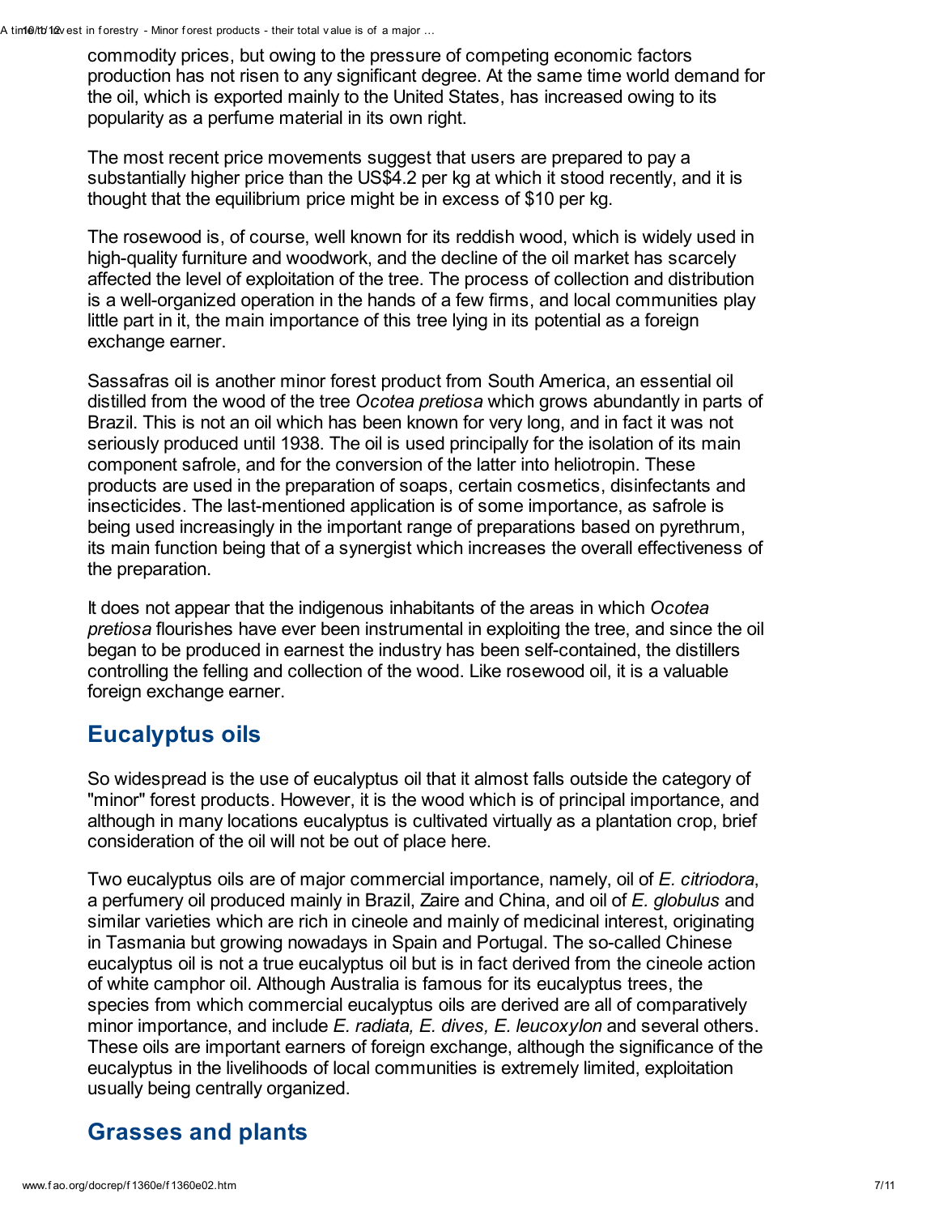commodity prices, but owing to the pressure of competing economic factors production has not risen to any significant degree. At the same time world demand for the oil, which is exported mainly to the United States, has increased owing to its popularity as a perfume material in its own right.

The most recent price movements suggest that users are prepared to pay a substantially higher price than the US$4.2 per kg at which it stood recently, and it is thought that the equilibrium price might be in excess of $10 per kg.

The rosewood is, of course, well known for its reddish wood, which is widely used in high-quality furniture and woodwork, and the decline of the oil market has scarcely affected the level of exploitation of the tree. The process of collection and distribution is a well-organized operation in the hands of a few firms, and local communities play little part in it, the main importance of this tree lying in its potential as a foreign exchange earner.

Sassafras oil is another minor forest product from South America, an essential oil distilled from the wood of the tree *Ocotea pretiosa* which grows abundantly in parts of Brazil. This is not an oil which has been known for very long, and in fact it was not seriously produced until 1938. The oil is used principally for the isolation of its main component safrole, and for the conversion of the latter into heliotropin. These products are used in the preparation of soaps, certain cosmetics, disinfectants and insecticides. The last-mentioned application is of some importance, as safrole is being used increasingly in the important range of preparations based on pyrethrum, its main function being that of a synergist which increases the overall effectiveness of the preparation.

It does not appear that the indigenous inhabitants of the areas in which *Ocotea pretiosa* flourishes have ever been instrumental in exploiting the tree, and since the oil began to be produced in earnest the industry has been self-contained, the distillers controlling the felling and collection of the wood. Like rosewood oil, it is a valuable foreign exchange earner.

## Eucalyptus oils

So widespread is the use of eucalyptus oil that it almost falls outside the category of "minor" forest products. However, it is the wood which is of principal importance, and although in many locations eucalyptus is cultivated virtually as a plantation crop, brief consideration of the oil will not be out of place here.

Two eucalyptus oils are of major commercial importance, namely, oil of *E. citriodora*, a perfumery oil produced mainly in Brazil, Zaire and China, and oil of *E. globulus* and similar varieties which are rich in cineole and mainly of medicinal interest, originating in Tasmania but growing nowadays in Spain and Portugal. The so-called Chinese eucalyptus oil is not a true eucalyptus oil but is in fact derived from the cineole action of white camphor oil. Although Australia is famous for its eucalyptus trees, the species from which commercial eucalyptus oils are derived are all of comparatively minor importance, and include *E. radiata, E. dives, E. leucoxylon* and several others. These oils are important earners of foreign exchange, although the significance of the eucalyptus in the livelihoods of local communities is extremely limited, exploitation usually being centrally organized.

## Grasses and plants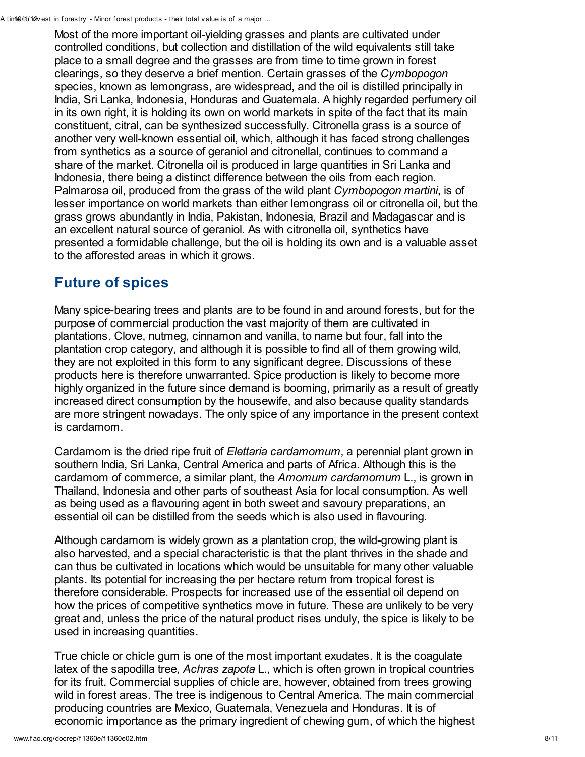Most of the more important oil-yielding grasses and plants are cultivated under controlled conditions, but collection and distillation of the wild equivalents still take place to a small degree and the grasses are from time to time grown in forest clearings, so they deserve a brief mention. Certain grasses of the *Cymbopogon* species, known as lemongrass, are widespread, and the oil is distilled principally in India, Sri Lanka, Indonesia, Honduras and Guatemala. A highly regarded perfumery oil in its own right, it is holding its own on world markets in spite of the fact that its main constituent, citral, can be synthesized successfully. Citronella grass is a source of another very well-known essential oil, which, although it has faced strong challenges from synthetics as a source of geraniol and citronellal, continues to command a share of the market. Citronella oil is produced in large quantities in Sri Lanka and Indonesia, there being a distinct difference between the oils from each region. Palmarosa oil, produced from the grass of the wild plant *Cymbopogon martini*, is of lesser importance on world markets than either lemongrass oil or citronella oil, but the grass grows abundantly in India, Pakistan, Indonesia, Brazil and Madagascar and is an excellent natural source of geraniol. As with citronella oil, synthetics have presented a formidable challenge, but the oil is holding its own and is a valuable asset to the afforested areas in which it grows.

## Future of spices

Many spice-bearing trees and plants are to be found in and around forests, but for the purpose of commercial production the vast majority of them are cultivated in plantations. Clove, nutmeg, cinnamon and vanilla, to name but four, fall into the plantation crop category, and although it is possible to find all of them growing wild, they are not exploited in this form to any significant degree. Discussions of these products here is therefore unwarranted. Spice production is likely to become more highly organized in the future since demand is booming, primarily as a result of greatly increased direct consumption by the housewife, and also because quality standards are more stringent nowadays. The only spice of any importance in the present context is cardamom.

Cardamom is the dried ripe fruit of *Elettaria cardamomum*, a perennial plant grown in southern India, Sri Lanka, Central America and parts of Africa. Although this is the cardamom of commerce, a similar plant, the *Amomum cardamomum* L., is grown in Thailand, Indonesia and other parts of southeast Asia for local consumption. As well as being used as a flavouring agent in both sweet and savoury preparations, an essential oil can be distilled from the seeds which is also used in flavouring.

Although cardamom is widely grown as a plantation crop, the wild-growing plant is also harvested, and a special characteristic is that the plant thrives in the shade and can thus be cultivated in locations which would be unsuitable for many other valuable plants. Its potential for increasing the per hectare return from tropical forest is therefore considerable. Prospects for increased use of the essential oil depend on how the prices of competitive synthetics move in future. These are unlikely to be very great and, unless the price of the natural product rises unduly, the spice is likely to be used in increasing quantities.

True chicle or chicle gum is one of the most important exudates. It is the coagulate latex of the sapodilla tree, *Achras zapota* L., which is often grown in tropical countries for its fruit. Commercial supplies of chicle are, however, obtained from trees growing wild in forest areas. The tree is indigenous to Central America. The main commercial producing countries are Mexico, Guatemala, Venezuela and Honduras. It is of economic importance as the primary ingredient of chewing gum, of which the highest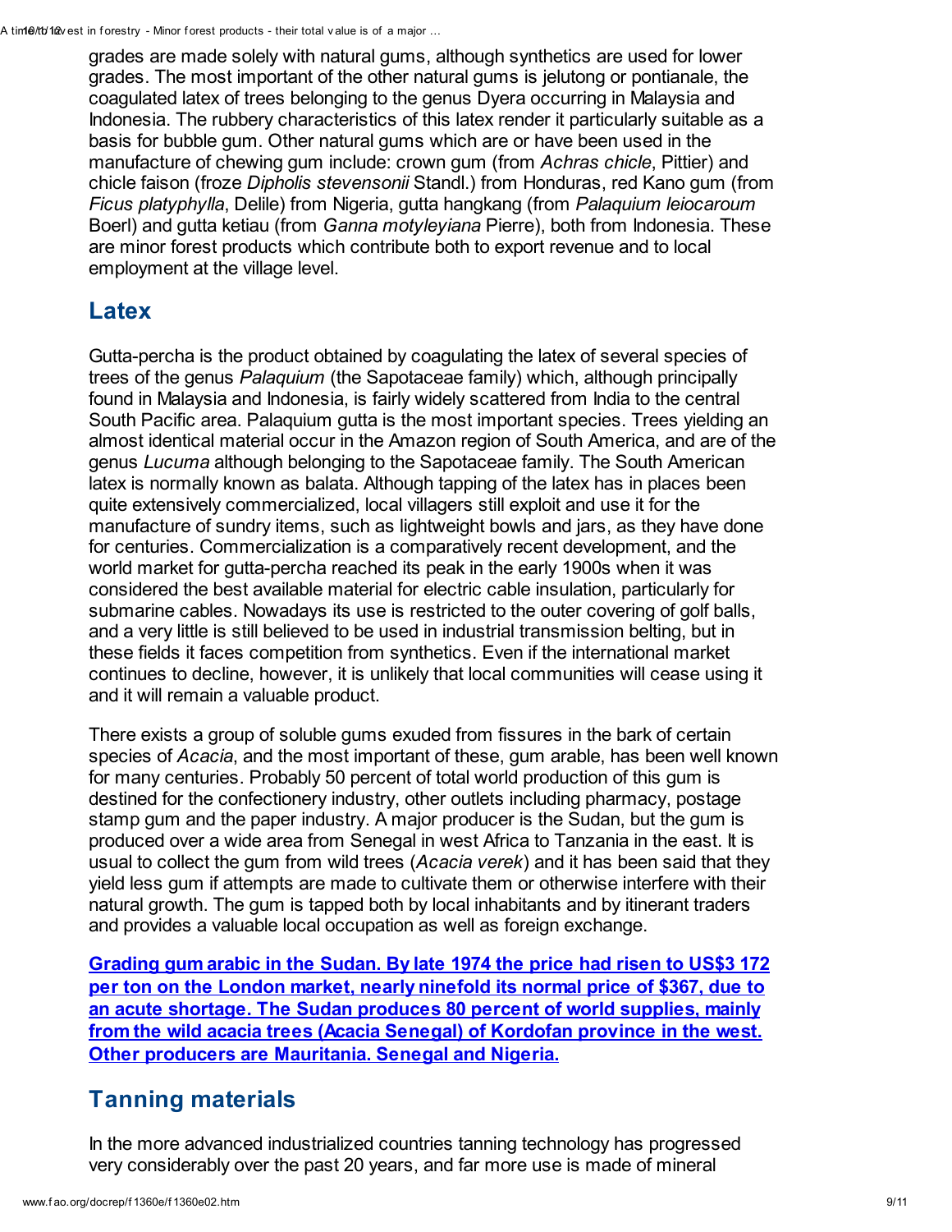grades are made solely with natural gums, although synthetics are used for lower grades. The most important of the other natural gums is jelutong or pontianale, the coagulated latex of trees belonging to the genus Dyera occurring in Malaysia and Indonesia. The rubbery characteristics of this latex render it particularly suitable as a basis for bubble gum. Other natural gums which are or have been used in the manufacture of chewing gum include: crown gum (from *Achras chicle*, Pittier) and chicle faison (froze *Dipholis stevensonii* Standl.) from Honduras, red Kano gum (from *Ficus platyphylla*, Delile) from Nigeria, gutta hangkang (from *Palaquium leiocaroum* Boerl) and gutta ketiau (from *Ganna motyleyiana* Pierre), both from Indonesia. These are minor forest products which contribute both to export revenue and to local employment at the village level.

## Latex

Gutta-percha is the product obtained by coagulating the latex of several species of trees of the genus *Palaquium* (the Sapotaceae family) which, although principally found in Malaysia and Indonesia, is fairly widely scattered from India to the central South Pacific area. Palaquium gutta is the most important species. Trees yielding an almost identical material occur in the Amazon region of South America, and are of the genus *Lucuma* although belonging to the Sapotaceae family. The South American latex is normally known as balata. Although tapping of the latex has in places been quite extensively commercialized, local villagers still exploit and use it for the manufacture of sundry items, such as lightweight bowls and jars, as they have done for centuries. Commercialization is a comparatively recent development, and the world market for gutta-percha reached its peak in the early 1900s when it was considered the best available material for electric cable insulation, particularly for submarine cables. Nowadays its use is restricted to the outer covering of golf balls, and a very little is still believed to be used in industrial transmission belting, but in these fields it faces competition from synthetics. Even if the international market continues to decline, however, it is unlikely that local communities will cease using it and it will remain a valuable product.

There exists a group of soluble gums exuded from fissures in the bark of certain species of *Acacia*, and the most important of these, gum arable, has been well known for many centuries. Probably 50 percent of total world production of this gum is destined for the confectionery industry, other outlets including pharmacy, postage stamp gum and the paper industry. A major producer is the Sudan, but the gum is produced over a wide area from Senegal in west Africa to Tanzania in the east. It is usual to collect the gum from wild trees (*Acacia verek*) and it has been said that they yield less gum if attempts are made to cultivate them or otherwise interfere with their natural growth. The gum is tapped both by local inhabitants and by itinerant traders and provides a valuable local occupation as well as foreign exchange.

**Grading gum arabic in the Sudan. By late 1974 the price had risen to US$3 172 per ton on the London market, nearly ninefold its normal price of $367, due to an acute shortage. The Sudan produces 80 percent of world supplies, mainly from the wild acacia trees (Acacia Senegal) of Kordofan province in the west. Other producers are Mauritania. Senegal and Nigeria.**

## Tanning materials

In the more advanced industrialized countries tanning technology has progressed very considerably over the past 20 years, and far more use is made of mineral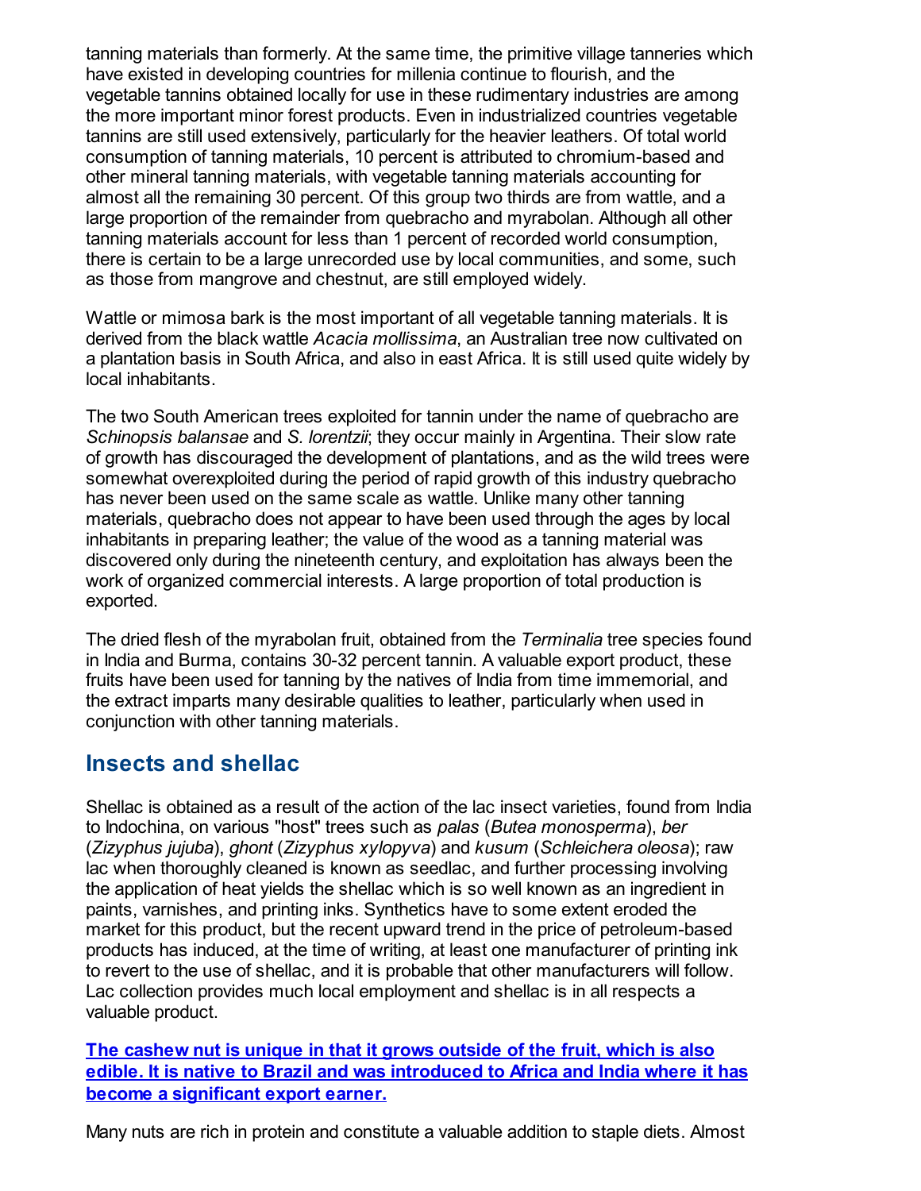tanning materials than formerly. At the same time, the primitive village tanneries which have existed in developing countries for millenia continue to flourish, and the vegetable tannins obtained locally for use in these rudimentary industries are among the more important minor forest products. Even in industrialized countries vegetable tannins are still used extensively, particularly for the heavier leathers. Of total world consumption of tanning materials, 10 percent is attributed to chromium-based and other mineral tanning materials, with vegetable tanning materials accounting for almost all the remaining 30 percent. Of this group two thirds are from wattle, and a large proportion of the remainder from quebracho and myrabolan. Although all other tanning materials account for less than 1 percent of recorded world consumption, there is certain to be a large unrecorded use by local communities, and some, such as those from mangrove and chestnut, are still employed widely.

Wattle or mimosa bark is the most important of all vegetable tanning materials. It is derived from the black wattle *Acacia mollissima*, an Australian tree now cultivated on a plantation basis in South Africa, and also in east Africa. It is still used quite widely by local inhabitants.

The two South American trees exploited for tannin under the name of quebracho are *Schinopsis balansae* and *S. lorentzii*; they occur mainly in Argentina. Their slow rate of growth has discouraged the development of plantations, and as the wild trees were somewhat overexploited during the period of rapid growth of this industry quebracho has never been used on the same scale as wattle. Unlike many other tanning materials, quebracho does not appear to have been used through the ages by local inhabitants in preparing leather; the value of the wood as a tanning material was discovered only during the nineteenth century, and exploitation has always been the work of organized commercial interests. A large proportion of total production is exported.

The dried flesh of the myrabolan fruit, obtained from the *Terminalia* tree species found in India and Burma, contains 30-32 percent tannin. A valuable export product, these fruits have been used for tanning by the natives of India from time immemorial, and the extract imparts many desirable qualities to leather, particularly when used in conjunction with other tanning materials.

## Insects and shellac

Shellac is obtained as a result of the action of the lac insect varieties, found from India to Indochina, on various "host" trees such as *palas* (*Butea monosperma*), *ber* (*Zizyphus jujuba*), *ghont* (*Zizyphus xylopyva*) and *kusum* (*Schleichera oleosa*); raw lac when thoroughly cleaned is known as seedlac, and further processing involving the application of heat yields the shellac which is so well known as an ingredient in paints, varnishes, and printing inks. Synthetics have to some extent eroded the market for this product, but the recent upward trend in the price of petroleum-based products has induced, at the time of writing, at least one manufacturer of printing ink to revert to the use of shellac, and it is probable that other manufacturers will follow. Lac collection provides much local employment and shellac is in all respects a valuable product.

**The cashew nut is unique in that it grows outside of the fruit, which is also edible. It is native to Brazil and was introduced to Africa and India where it has become a significant export earner.**

Many nuts are rich in protein and constitute a valuable addition to staple diets. Almost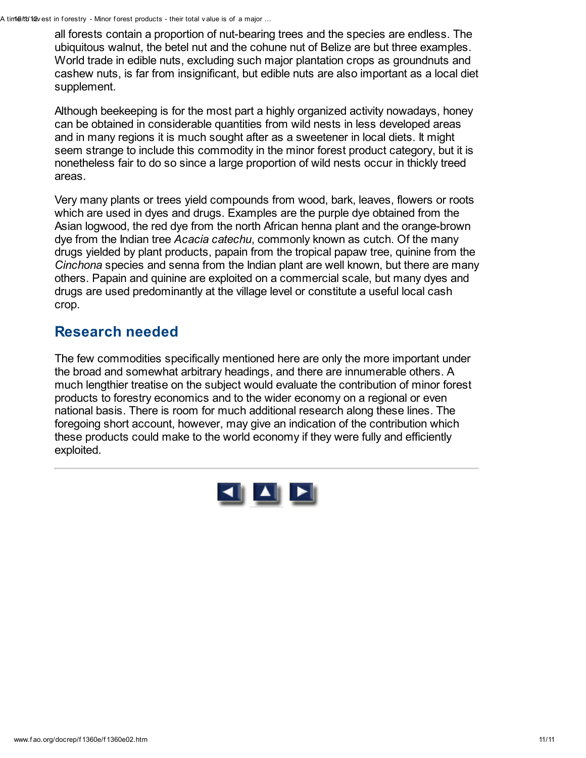all forests contain a proportion of nut-bearing trees and the species are endless. The ubiquitous walnut, the betel nut and the cohune nut of Belize are but three examples. World trade in edible nuts, excluding such major plantation crops as groundnuts and cashew nuts, is far from insignificant, but edible nuts are also important as a local diet supplement.

Although beekeeping is for the most part a highly organized activity nowadays, honey can be obtained in considerable quantities from wild nests in less developed areas and in many regions it is much sought after as a sweetener in local diets. It might seem strange to include this commodity in the minor forest product category, but it is nonetheless fair to do so since a large proportion of wild nests occur in thickly treed areas.

Very many plants or trees yield compounds from wood, bark, leaves, flowers or roots which are used in dyes and drugs. Examples are the purple dye obtained from the Asian logwood, the red dye from the north African henna plant and the orange-brown dye from the Indian tree *Acacia catechu*, commonly known as cutch. Of the many drugs yielded by plant products, papain from the tropical papaw tree, quinine from the *Cinchona* species and senna from the Indian plant are well known, but there are many others. Papain and quinine are exploited on a commercial scale, but many dyes and drugs are used predominantly at the village level or constitute a useful local cash crop.

## Research needed

The few commodities specifically mentioned here are only the more important under the broad and somewhat arbitrary headings, and there are innumerable others. A much lengthier treatise on the subject would evaluate the contribution of minor forest products to forestry economics and to the wider economy on a regional or even national basis. There is room for much additional research along these lines. The foregoing short account, however, may give an indication of the contribution which these products could make to the world economy if they were fully and efficiently exploited.